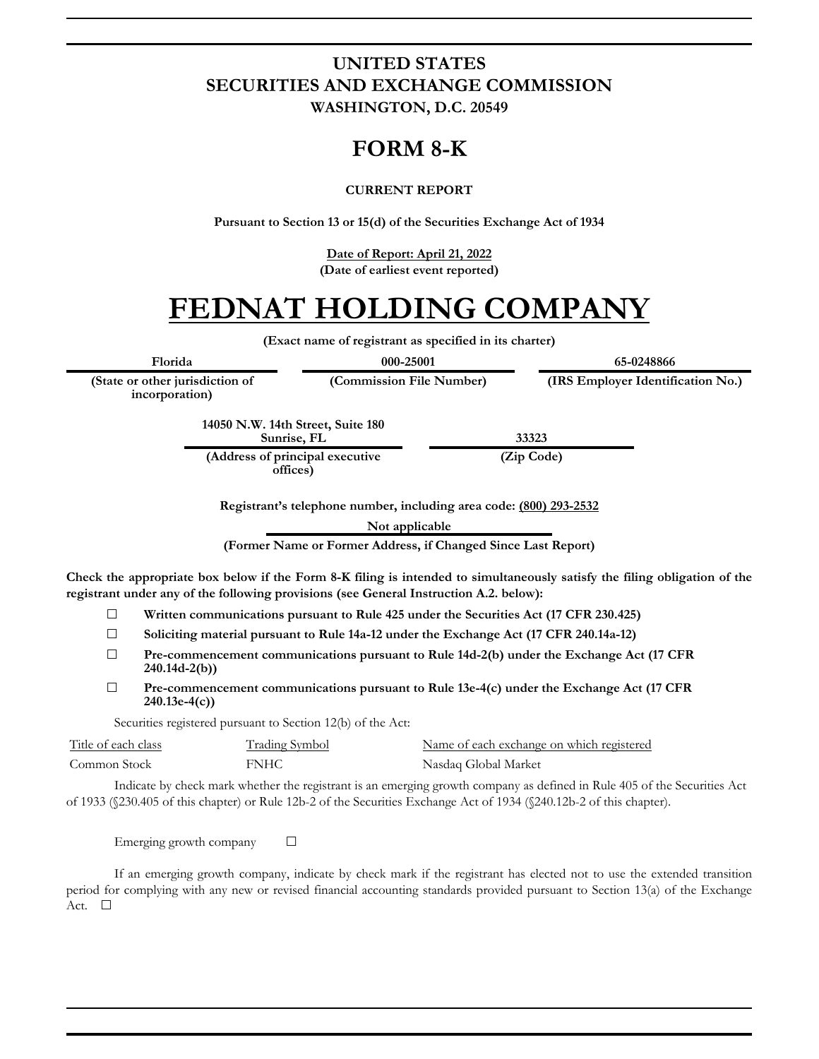# UNITED STATES
# SECURITIES AND EXCHANGE COMMISSION
**WASHINGTON, D.C. 20549**

# FORM 8-K

**CURRENT REPORT**

**Pursuant to Section 13 or 15(d) of the Securities Exchange Act of 1934**

**Date of Report: April 21, 2022**
**(Date of earliest event reported)**

# FEDNAT HOLDING COMPANY

**(Exact name of registrant as specified in its charter)**

| Florida | 000-25001 | 65-0248866 |
|---|---|---|
| (State or other jurisdiction of incorporation) | (Commission File Number) | (IRS Employer Identification No.) |

| 14050 N.W. 14th Street, Suite 180 Sunrise, FL | 33323 |
|---|---|
| (Address of principal executive offices) | (Zip Code) |

**Registrant's telephone number, including area code: (800) 293-2532**

**Not applicable**
**(Former Name or Former Address, if Changed Since Last Report)**

**Check the appropriate box below if the Form 8-K filing is intended to simultaneously satisfy the filing obligation of the registrant under any of the following provisions (see General Instruction A.2. below):**

☐ **Written communications pursuant to Rule 425 under the Securities Act (17 CFR 230.425)**

☐ **Soliciting material pursuant to Rule 14a-12 under the Exchange Act (17 CFR 240.14a-12)**

☐ **Pre-commencement communications pursuant to Rule 14d-2(b) under the Exchange Act (17 CFR 240.14d-2(b))**

☐ **Pre-commencement communications pursuant to Rule 13e-4(c) under the Exchange Act (17 CFR 240.13e-4(c))**

Securities registered pursuant to Section 12(b) of the Act:

| Title of each class | Trading Symbol | Name of each exchange on which registered |
|---|---|---|
| Common Stock | FNHC | Nasdaq Global Market |

Indicate by check mark whether the registrant is an emerging growth company as defined in Rule 405 of the Securities Act of 1933 (§230.405 of this chapter) or Rule 12b-2 of the Securities Exchange Act of 1934 (§240.12b-2 of this chapter).

Emerging growth company ☐

If an emerging growth company, indicate by check mark if the registrant has elected not to use the extended transition period for complying with any new or revised financial accounting standards provided pursuant to Section 13(a) of the Exchange Act. ☐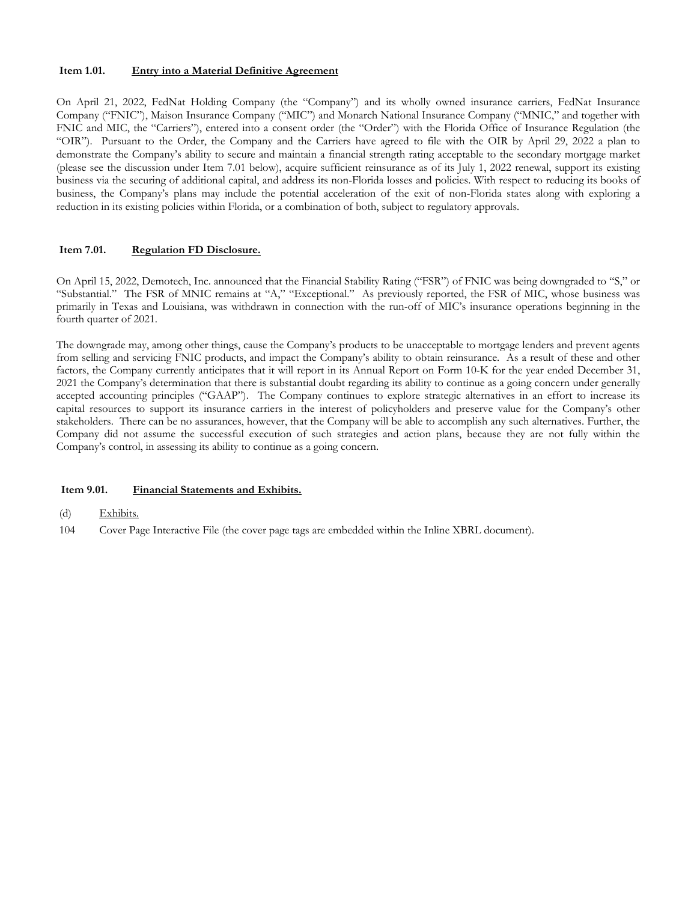**Item 1.01.** **Entry into a Material Definitive Agreement**

On April 21, 2022, FedNat Holding Company (the "Company") and its wholly owned insurance carriers, FedNat Insurance Company ("FNIC"), Maison Insurance Company ("MIC") and Monarch National Insurance Company ("MNIC," and together with FNIC and MIC, the "Carriers"), entered into a consent order (the "Order") with the Florida Office of Insurance Regulation (the "OIR"). Pursuant to the Order, the Company and the Carriers have agreed to file with the OIR by April 29, 2022 a plan to demonstrate the Company's ability to secure and maintain a financial strength rating acceptable to the secondary mortgage market (please see the discussion under Item 7.01 below), acquire sufficient reinsurance as of its July 1, 2022 renewal, support its existing business via the securing of additional capital, and address its non-Florida losses and policies. With respect to reducing its books of business, the Company's plans may include the potential acceleration of the exit of non-Florida states along with exploring a reduction in its existing policies within Florida, or a combination of both, subject to regulatory approvals.

**Item 7.01.** **Regulation FD Disclosure.**

On April 15, 2022, Demotech, Inc. announced that the Financial Stability Rating ("FSR") of FNIC was being downgraded to "S," or "Substantial." The FSR of MNIC remains at "A," "Exceptional." As previously reported, the FSR of MIC, whose business was primarily in Texas and Louisiana, was withdrawn in connection with the run-off of MIC's insurance operations beginning in the fourth quarter of 2021.

The downgrade may, among other things, cause the Company's products to be unacceptable to mortgage lenders and prevent agents from selling and servicing FNIC products, and impact the Company's ability to obtain reinsurance. As a result of these and other factors, the Company currently anticipates that it will report in its Annual Report on Form 10-K for the year ended December 31, 2021 the Company's determination that there is substantial doubt regarding its ability to continue as a going concern under generally accepted accounting principles ("GAAP"). The Company continues to explore strategic alternatives in an effort to increase its capital resources to support its insurance carriers in the interest of policyholders and preserve value for the Company's other stakeholders. There can be no assurances, however, that the Company will be able to accomplish any such alternatives. Further, the Company did not assume the successful execution of such strategies and action plans, because they are not fully within the Company's control, in assessing its ability to continue as a going concern.

**Item 9.01.** **Financial Statements and Exhibits.**

(d) Exhibits.

104 Cover Page Interactive File (the cover page tags are embedded within the Inline XBRL document).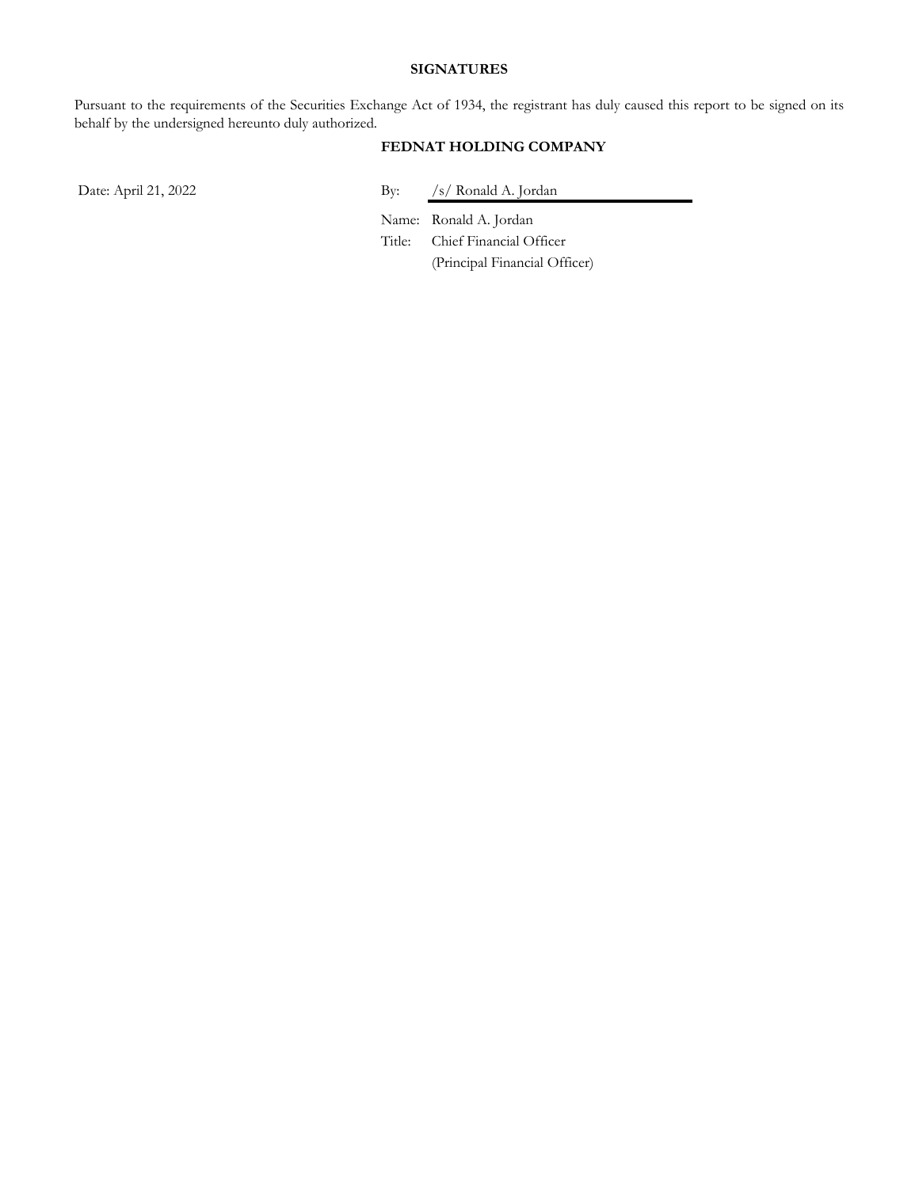**SIGNATURES**

Pursuant to the requirements of the Securities Exchange Act of 1934, the registrant has duly caused this report to be signed on its behalf by the undersigned hereunto duly authorized.

**FEDNAT HOLDING COMPANY**

| | | |
|---|---|---|
| Date: April 21, 2022 | By: | /s/ Ronald A. Jordan |
| | Name: | Ronald A. Jordan |
| | Title: | Chief Financial Officer |
| | | (Principal Financial Officer) |